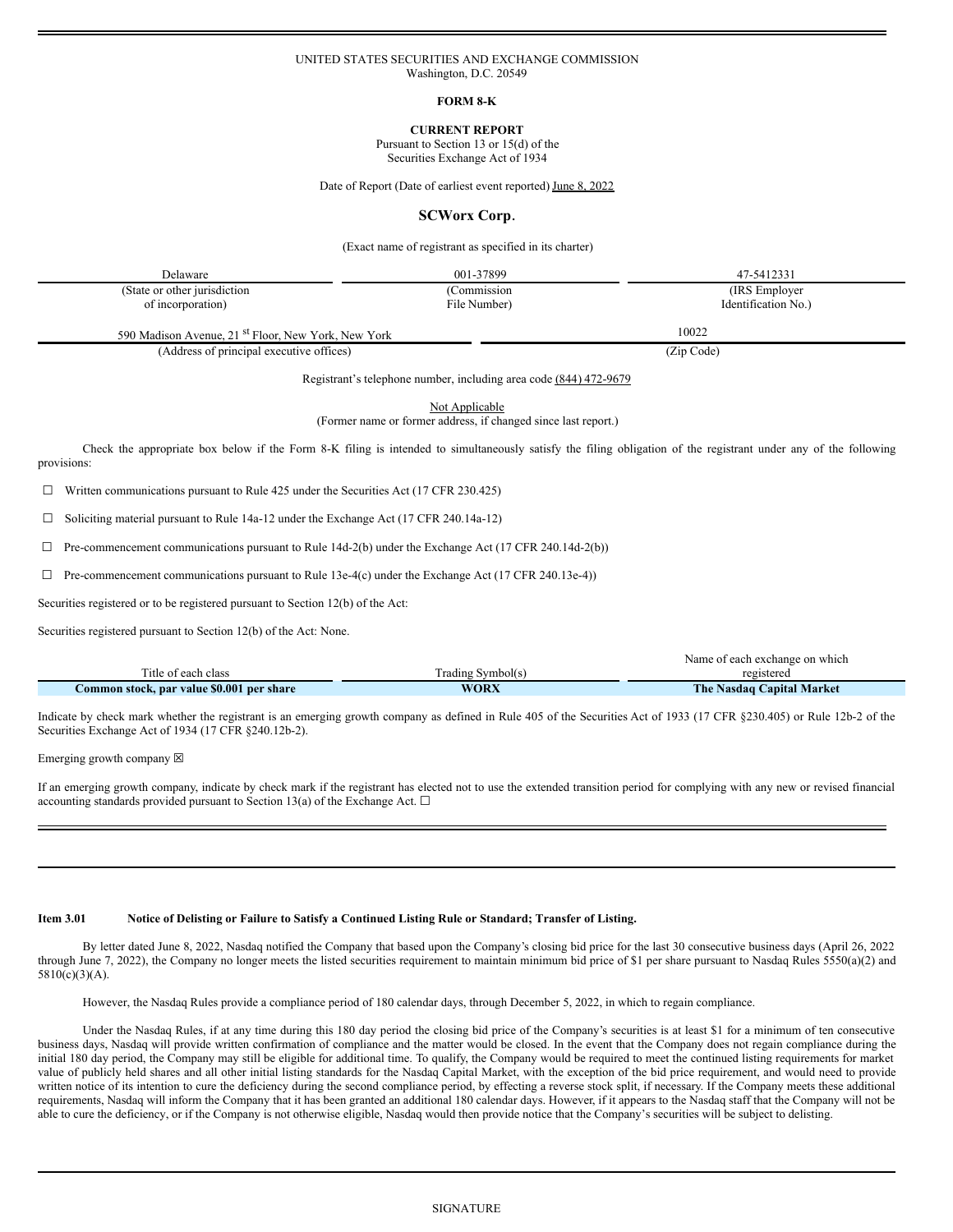UNITED STATES SECURITIES AND EXCHANGE COMMISSION
Washington, D.C. 20549

**FORM 8-K**

**CURRENT REPORT**
Pursuant to Section 13 or 15(d) of the
Securities Exchange Act of 1934

Date of Report (Date of earliest event reported) June 8, 2022

## SCWorx Corp.

(Exact name of registrant as specified in its charter)

| Delaware | 001-37899 | 47-5412331 |
|---|---|---|
| (State or other jurisdiction of incorporation) | (Commission File Number) | (IRS Employer Identification No.) |

| 590 Madison Avenue, 21st Floor, New York, New York | 10022 |
|---|---|
| (Address of principal executive offices) | (Zip Code) |

Registrant's telephone number, including area code (844) 472-9679

Not Applicable
(Former name or former address, if changed since last report.)

Check the appropriate box below if the Form 8-K filing is intended to simultaneously satisfy the filing obligation of the registrant under any of the following provisions:

☐ Written communications pursuant to Rule 425 under the Securities Act (17 CFR 230.425)

☐ Soliciting material pursuant to Rule 14a-12 under the Exchange Act (17 CFR 240.14a-12)

☐ Pre-commencement communications pursuant to Rule 14d-2(b) under the Exchange Act (17 CFR 240.14d-2(b))

☐ Pre-commencement communications pursuant to Rule 13e-4(c) under the Exchange Act (17 CFR 240.13e-4))

Securities registered or to be registered pursuant to Section 12(b) of the Act:

Securities registered pursuant to Section 12(b) of the Act: None.

| Title of each class | Trading Symbol(s) | Name of each exchange on which registered |
|---|---|---|
| **Common stock, par value $0.001 per share** | **WORX** | **The Nasdaq Capital Market** |

Indicate by check mark whether the registrant is an emerging growth company as defined in Rule 405 of the Securities Act of 1933 (17 CFR §230.405) or Rule 12b-2 of the Securities Exchange Act of 1934 (17 CFR §240.12b-2).

Emerging growth company ☒

If an emerging growth company, indicate by check mark if the registrant has elected not to use the extended transition period for complying with any new or revised financial accounting standards provided pursuant to Section 13(a) of the Exchange Act. ☐

---

**Item 3.01 Notice of Delisting or Failure to Satisfy a Continued Listing Rule or Standard; Transfer of Listing.**

By letter dated June 8, 2022, Nasdaq notified the Company that based upon the Company's closing bid price for the last 30 consecutive business days (April 26, 2022 through June 7, 2022), the Company no longer meets the listed securities requirement to maintain minimum bid price of $1 per share pursuant to Nasdaq Rules 5550(a)(2) and 5810(c)(3)(A).

However, the Nasdaq Rules provide a compliance period of 180 calendar days, through December 5, 2022, in which to regain compliance.

Under the Nasdaq Rules, if at any time during this 180 day period the closing bid price of the Company's securities is at least $1 for a minimum of ten consecutive business days, Nasdaq will provide written confirmation of compliance and the matter would be closed. In the event that the Company does not regain compliance during the initial 180 day period, the Company may still be eligible for additional time. To qualify, the Company would be required to meet the continued listing requirements for market value of publicly held shares and all other initial listing standards for the Nasdaq Capital Market, with the exception of the bid price requirement, and would need to provide written notice of its intention to cure the deficiency during the second compliance period, by effecting a reverse stock split, if necessary. If the Company meets these additional requirements, Nasdaq will inform the Company that it has been granted an additional 180 calendar days. However, if it appears to the Nasdaq staff that the Company will not be able to cure the deficiency, or if the Company is not otherwise eligible, Nasdaq would then provide notice that the Company's securities will be subject to delisting.

SIGNATURE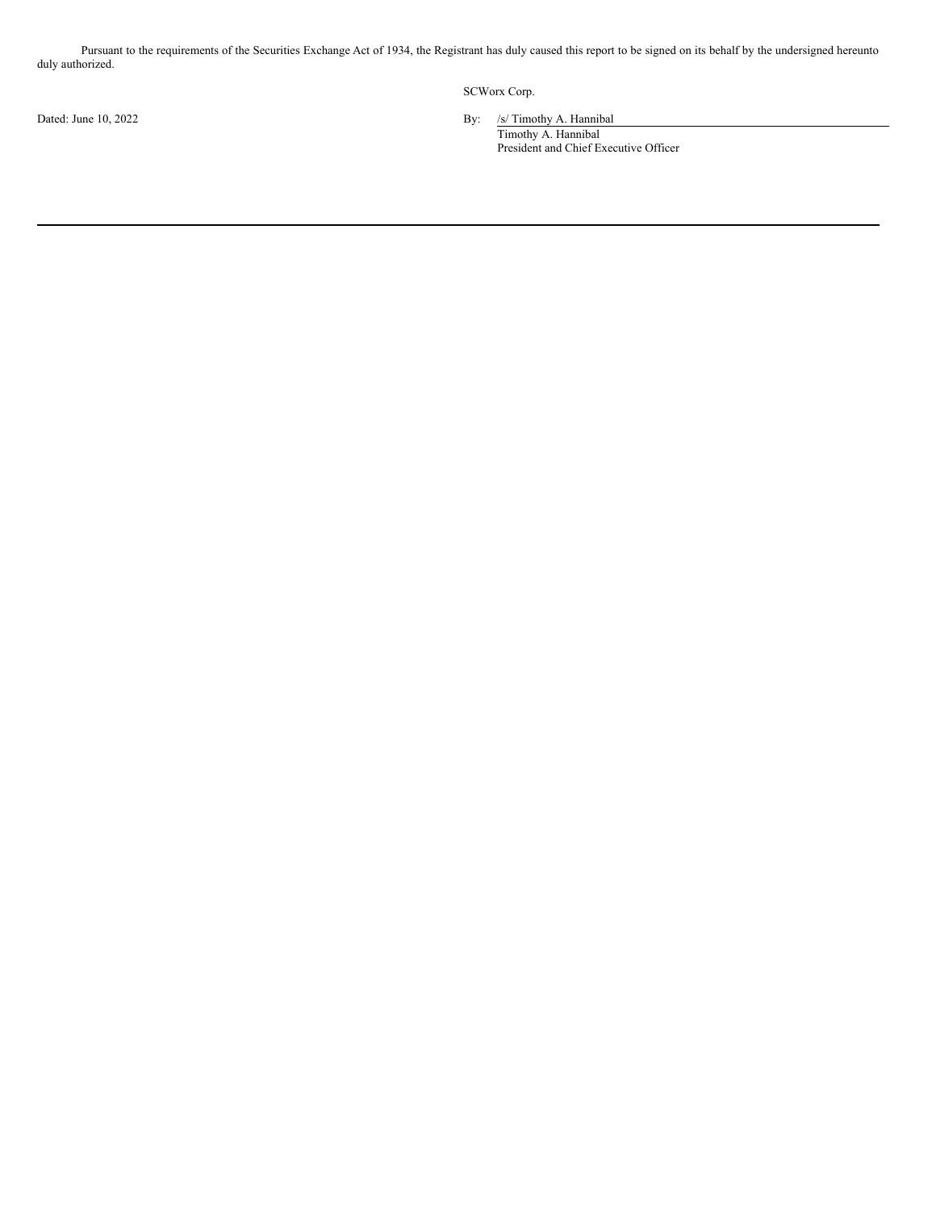Pursuant to the requirements of the Securities Exchange Act of 1934, the Registrant has duly caused this report to be signed on its behalf by the undersigned hereunto duly authorized.

SCWorx Corp.

Dated: June 10, 2022

By: /s/ Timothy A. Hannibal
Timothy A. Hannibal
President and Chief Executive Officer